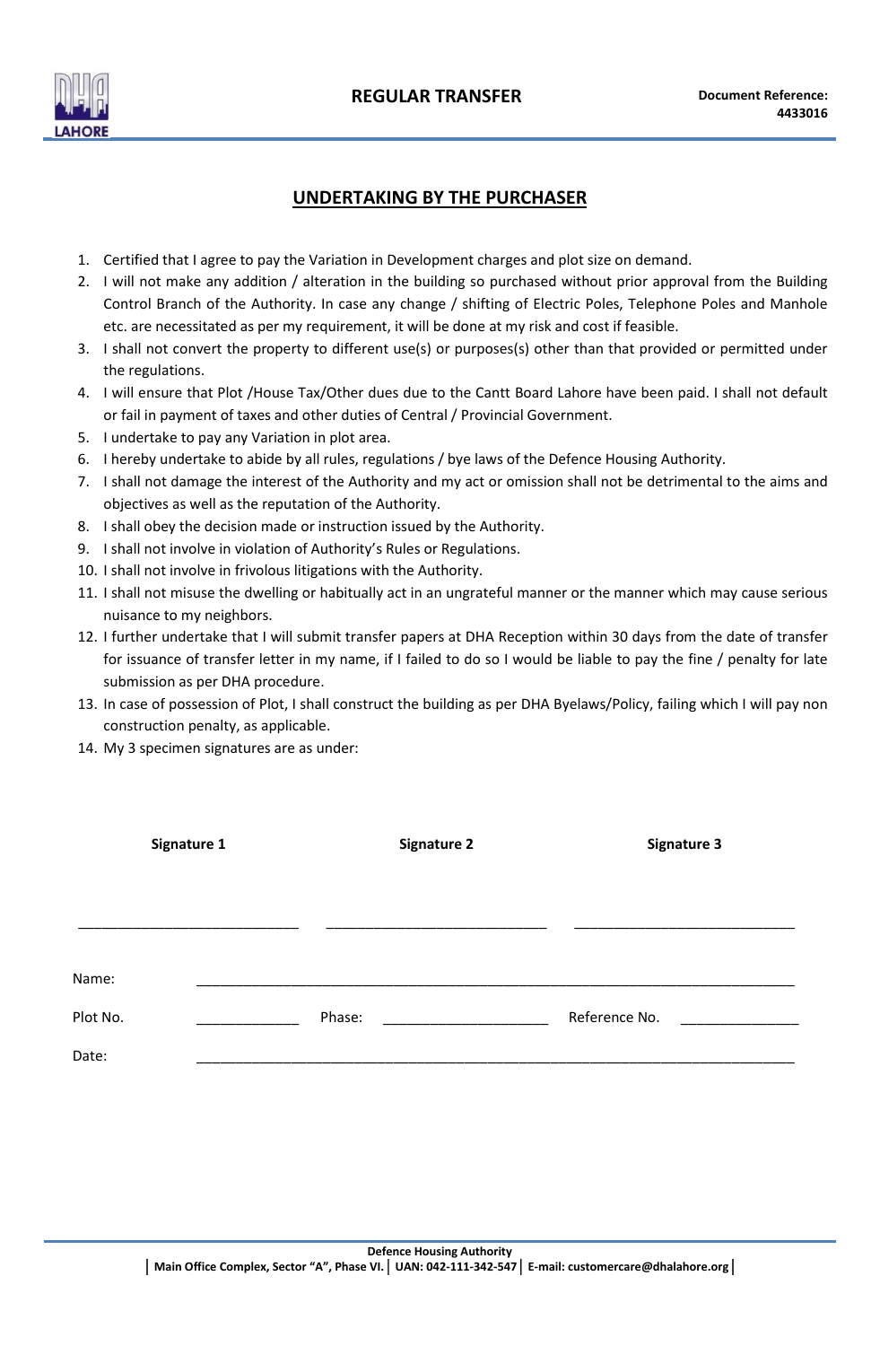**REGULAR TRANSFER**

**Document Reference: 4433016**

## UNDERTAKING BY THE PURCHASER

1. Certified that I agree to pay the Variation in Development charges and plot size on demand.
2. I will not make any addition / alteration in the building so purchased without prior approval from the Building Control Branch of the Authority. In case any change / shifting of Electric Poles, Telephone Poles and Manhole etc. are necessitated as per my requirement, it will be done at my risk and cost if feasible.
3. I shall not convert the property to different use(s) or purposes(s) other than that provided or permitted under the regulations.
4. I will ensure that Plot /House Tax/Other dues due to the Cantt Board Lahore have been paid. I shall not default or fail in payment of taxes and other duties of Central / Provincial Government.
5. I undertake to pay any Variation in plot area.
6. I hereby undertake to abide by all rules, regulations / bye laws of the Defence Housing Authority.
7. I shall not damage the interest of the Authority and my act or omission shall not be detrimental to the aims and objectives as well as the reputation of the Authority.
8. I shall obey the decision made or instruction issued by the Authority.
9. I shall not involve in violation of Authority's Rules or Regulations.
10. I shall not involve in frivolous litigations with the Authority.
11. I shall not misuse the dwelling or habitually act in an ungrateful manner or the manner which may cause serious nuisance to my neighbors.
12. I further undertake that I will submit transfer papers at DHA Reception within 30 days from the date of transfer for issuance of transfer letter in my name, if I failed to do so I would be liable to pay the fine / penalty for late submission as per DHA procedure.
13. In case of possession of Plot, I shall construct the building as per DHA Byelaws/Policy, failing which I will pay non construction penalty, as applicable.
14. My 3 specimen signatures are as under:

| **Signature 1** | **Signature 2** | **Signature 3** |
|---|---|---|
| ____________________________ | ____________________________ | ____________________________ |

Name: ______________________________________________________________________________

Plot No. _____________ Phase: _____________________ Reference No. _______________

Date: ______________________________________________________________________________

**Defence Housing Authority**

**Main Office Complex, Sector "A", Phase VI. | UAN: 042-111-342-547 | E-mail: customercare@dhalahore.org**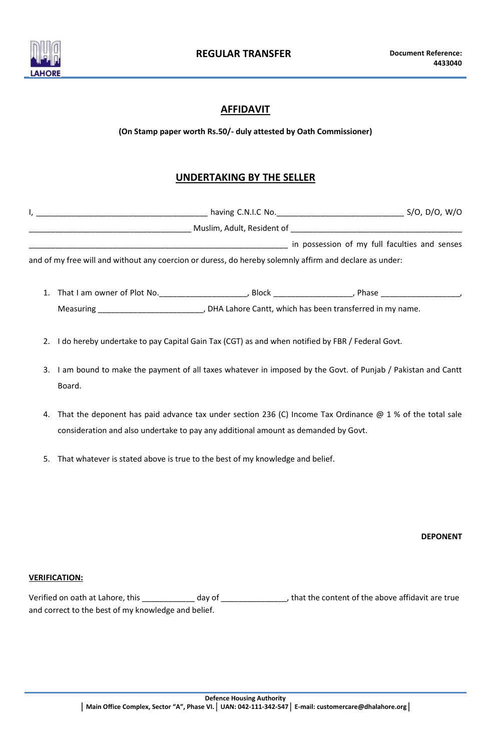REGULAR TRANSFER

Document Reference: 4433040

# AFFIDAVIT

**(On Stamp paper worth Rs.50/- duly attested by Oath Commissioner)**

## UNDERTAKING BY THE SELLER

I, _______________________________________ having C.N.I.C No.____________________________ S/O, D/O, W/O _____________________________________ Muslim, Adult, Resident of _______________________________________ ____________________________________________________________ in possession of my full faculties and senses and of my free will and without any coercion or duress, do hereby solemnly affirm and declare as under:

1. That I am owner of Plot No.____________________, Block _________________, Phase _________________, Measuring ________________________, DHA Lahore Cantt, which has been transferred in my name.

2. I do hereby undertake to pay Capital Gain Tax (CGT) as and when notified by FBR / Federal Govt.

3. I am bound to make the payment of all taxes whatever in imposed by the Govt. of Punjab / Pakistan and Cantt Board.

4. That the deponent has paid advance tax under section 236 (C) Income Tax Ordinance @ 1 % of the total sale consideration and also undertake to pay any additional amount as demanded by Govt.

5. That whatever is stated above is true to the best of my knowledge and belief.

**DEPONENT**

**VERIFICATION:**

Verified on oath at Lahore, this ____________ day of _______________, that the content of the above affidavit are true and correct to the best of my knowledge and belief.